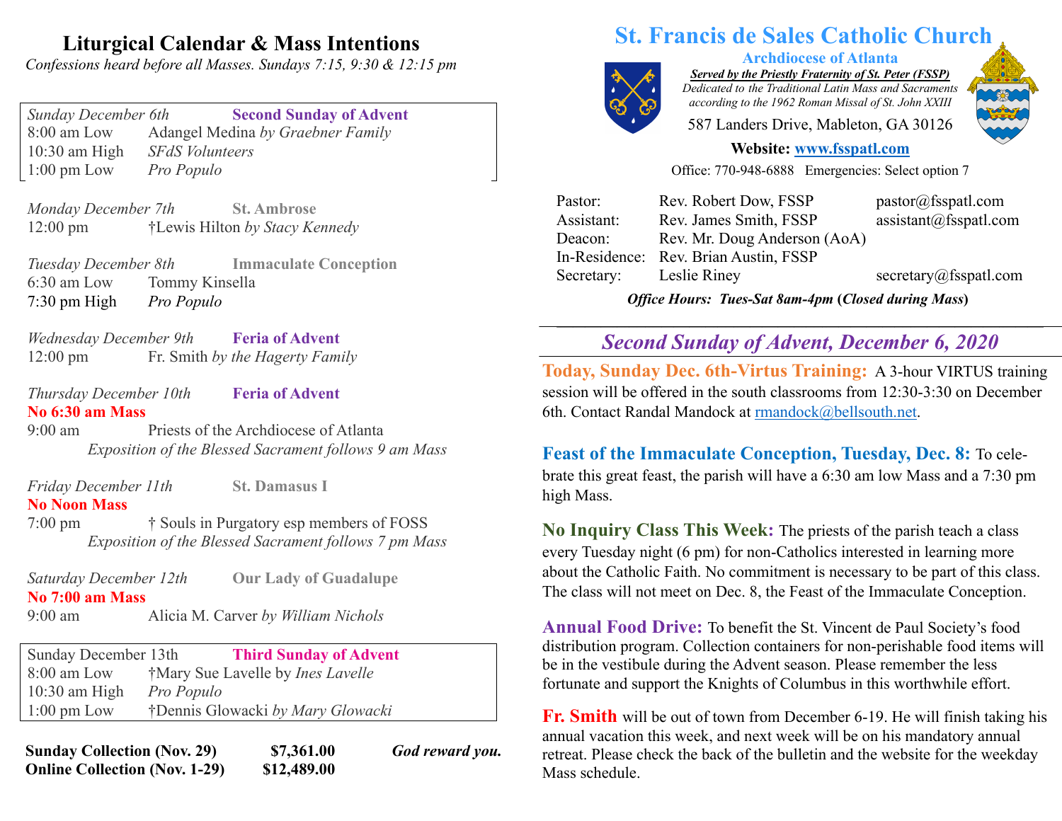# Liturgical Calendar & Mass Intentions

*Confessions heard before all Masses. Sundays 7:15, 9:30 & 12:15 pm*

*Sunday December 6th* — **Second Sunday of Advent**

| | |
|---|---|
| 8:00 am Low | Adangel Medina *by Graebner Family* |
| 10:30 am High | *SFdS Volunteers* |
| 1:00 pm Low | *Pro Populo* |

*Monday December 7th* — **St. Ambrose**

12:00 pm — †Lewis Hilton *by Stacy Kennedy*

*Tuesday December 8th* — **Immaculate Conception**

6:30 am Low — Tommy Kinsella

7:30 pm High — *Pro Populo*

*Wednesday December 9th* — **Feria of Advent**

12:00 pm — Fr. Smith *by the Hagerty Family*

*Thursday December 10th* — **Feria of Advent**

**No 6:30 am Mass**

9:00 am — Priests of the Archdiocese of Atlanta

*Exposition of the Blessed Sacrament follows 9 am Mass*

*Friday December 11th* — **St. Damasus I**

**No Noon Mass**

7:00 pm — † Souls in Purgatory esp members of FOSS

*Exposition of the Blessed Sacrament follows 7 pm Mass*

*Saturday December 12th* — **Our Lady of Guadalupe**

**No 7:00 am Mass**

9:00 am — Alicia M. Carver *by William Nichols*

Sunday December 13th — **Third Sunday of Advent**

| | |
|---|---|
| 8:00 am Low | †Mary Sue Lavelle by *Ines Lavelle* |
| 10:30 am High | *Pro Populo* |
| 1:00 pm Low | †Dennis Glowacki *by Mary Glowacki* |

**Sunday Collection (Nov. 29) $7,361.00**
**Online Collection (Nov. 1-29) $12,489.00**

***God reward you.***

# St. Francis de Sales Catholic Church

**Archdiocese of Atlanta**

***Served by the Priestly Fraternity of St. Peter (FSSP)***

*Dedicated to the Traditional Latin Mass and Sacraments according to the 1962 Roman Missal of St. John XXIII*

587 Landers Drive, Mableton, GA 30126

**Website: www.fsspatl.com**

Office: 770-948-6888 Emergencies: Select option 7

| | | |
|---|---|---|
| Pastor: | Rev. Robert Dow, FSSP | pastor@fsspatl.com |
| Assistant: | Rev. James Smith, FSSP | assistant@fsspatl.com |
| Deacon: | Rev. Mr. Doug Anderson (AoA) | |
| In-Residence: | Rev. Brian Austin, FSSP | |
| Secretary: | Leslie Riney | secretary@fsspatl.com |

***Office Hours: Tues-Sat 8am-4pm (Closed during Mass)***

## *Second Sunday of Advent, December 6, 2020*

**Today, Sunday Dec. 6th-Virtus Training:** A 3-hour VIRTUS training session will be offered in the south classrooms from 12:30-3:30 on December 6th. Contact Randal Mandock at rmandock@bellsouth.net.

**Feast of the Immaculate Conception, Tuesday, Dec. 8:** To celebrate this great feast, the parish will have a 6:30 am low Mass and a 7:30 pm high Mass.

**No Inquiry Class This Week:** The priests of the parish teach a class every Tuesday night (6 pm) for non-Catholics interested in learning more about the Catholic Faith. No commitment is necessary to be part of this class. The class will not meet on Dec. 8, the Feast of the Immaculate Conception.

**Annual Food Drive:** To benefit the St. Vincent de Paul Society's food distribution program. Collection containers for non-perishable food items will be in the vestibule during the Advent season. Please remember the less fortunate and support the Knights of Columbus in this worthwhile effort.

**Fr. Smith** will be out of town from December 6-19. He will finish taking his annual vacation this week, and next week will be on his mandatory annual retreat. Please check the back of the bulletin and the website for the weekday Mass schedule.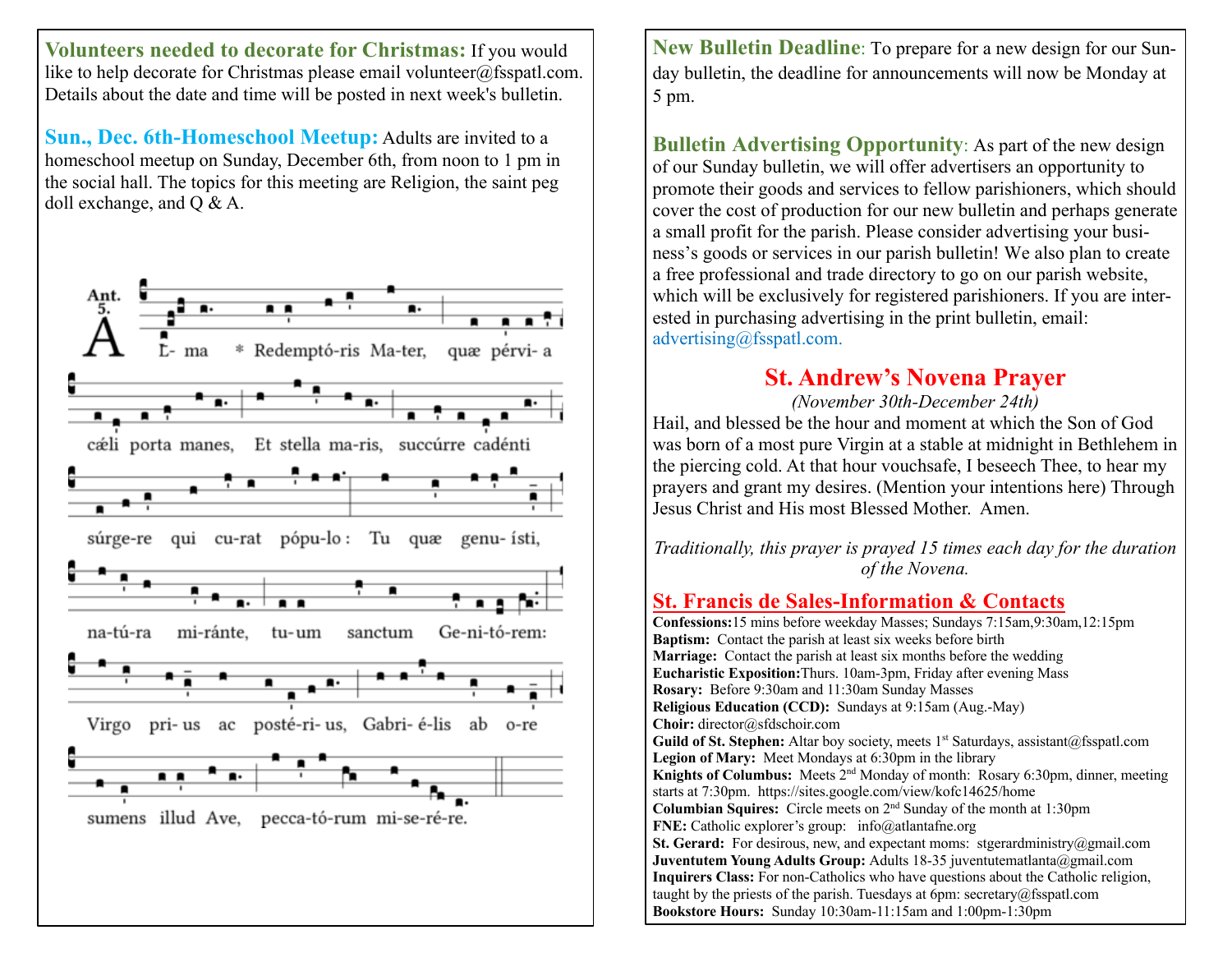**Volunteers needed to decorate for Christmas:** If you would like to help decorate for Christmas please email volunteer@fsspatl.com. Details about the date and time will be posted in next week's bulletin.

**Sun., Dec. 6th-Homeschool Meetup:** Adults are invited to a homeschool meetup on Sunday, December 6th, from noon to 1 pm in the social hall. The topics for this meeting are Religion, the saint peg doll exchange, and Q & A.

Ant. 5.

A-ma * Redemptó-ris Ma-ter, quæ pérvi-a cæli porta manes, Et stella ma-ris, succúrre cadénti súrge-re qui cu-rat pópu-lo: Tu quæ genu-ísti, na-tú-ra mi-ránte, tu-um sanctum Ge-ni-tó-rem: Virgo pri-us ac posté-ri-us, Gabri-é-lis ab o-re sumens illud Ave, pecca-tó-rum mi-se-ré-re.

**New Bulletin Deadline**: To prepare for a new design for our Sunday bulletin, the deadline for announcements will now be Monday at 5 pm.

**Bulletin Advertising Opportunity**: As part of the new design of our Sunday bulletin, we will offer advertisers an opportunity to promote their goods and services to fellow parishioners, which should cover the cost of production for our new bulletin and perhaps generate a small profit for the parish. Please consider advertising your business's goods or services in our parish bulletin! We also plan to create a free professional and trade directory to go on our parish website, which will be exclusively for registered parishioners. If you are interested in purchasing advertising in the print bulletin, email: advertising@fsspatl.com.

## St. Andrew's Novena Prayer

*(November 30th-December 24th)*

Hail, and blessed be the hour and moment at which the Son of God was born of a most pure Virgin at a stable at midnight in Bethlehem in the piercing cold. At that hour vouchsafe, I beseech Thee, to hear my prayers and grant my desires. (Mention your intentions here) Through Jesus Christ and His most Blessed Mother. Amen.

*Traditionally, this prayer is prayed 15 times each day for the duration of the Novena.*

## St. Francis de Sales-Information & Contacts

**Confessions:** 15 mins before weekday Masses; Sundays 7:15am, 9:30am, 12:15pm
**Baptism:** Contact the parish at least six weeks before birth
**Marriage:** Contact the parish at least six months before the wedding
**Eucharistic Exposition:** Thurs. 10am-3pm, Friday after evening Mass
**Rosary:** Before 9:30am and 11:30am Sunday Masses
**Religious Education (CCD):** Sundays at 9:15am (Aug.-May)
**Choir:** director@sfdschoir.com
**Guild of St. Stephen:** Altar boy society, meets 1st Saturdays, assistant@fsspatl.com
**Legion of Mary:** Meet Mondays at 6:30pm in the library
**Knights of Columbus:** Meets 2nd Monday of month: Rosary 6:30pm, dinner, meeting starts at 7:30pm. https://sites.google.com/view/kofc14625/home
**Columbian Squires:** Circle meets on 2nd Sunday of the month at 1:30pm
**FNE:** Catholic explorer's group: info@atlantafne.org
**St. Gerard:** For desirous, new, and expectant moms: stgerardministry@gmail.com
**Juventutem Young Adults Group:** Adults 18-35 juventutematlanta@gmail.com
**Inquirers Class:** For non-Catholics who have questions about the Catholic religion, taught by the priests of the parish. Tuesdays at 6pm: secretary@fsspatl.com
**Bookstore Hours:** Sunday 10:30am-11:15am and 1:00pm-1:30pm